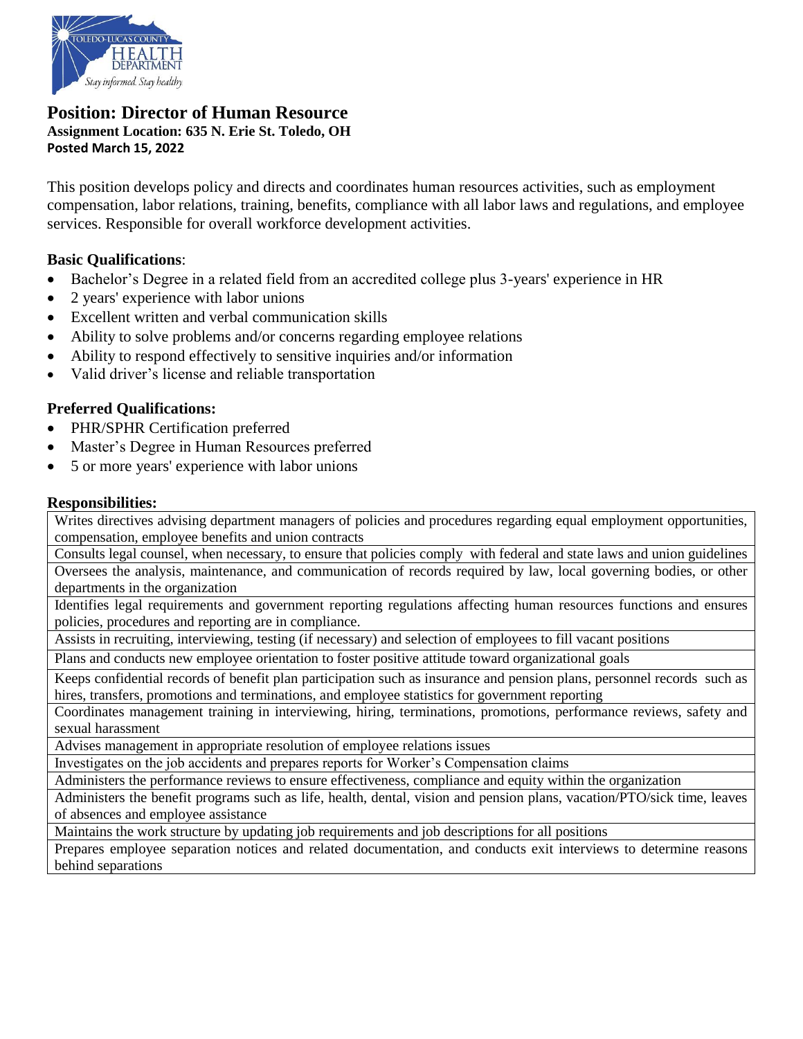# Position: Director of Human Resource

**Assignment Location: 635 N. Erie St. Toledo, OH**

**Posted March 15, 2022**

This position develops policy and directs and coordinates human resources activities, such as employment compensation, labor relations, training, benefits, compliance with all labor laws and regulations, and employee services. Responsible for overall workforce development activities.

### Basic Qualifications:

- Bachelor's Degree in a related field from an accredited college plus 3-years' experience in HR
- 2 years' experience with labor unions
- Excellent written and verbal communication skills
- Ability to solve problems and/or concerns regarding employee relations
- Ability to respond effectively to sensitive inquiries and/or information
- Valid driver's license and reliable transportation

### Preferred Qualifications:

- PHR/SPHR Certification preferred
- Master's Degree in Human Resources preferred
- 5 or more years' experience with labor unions

### Responsibilities:

| |
|---|
| Writes directives advising department managers of policies and procedures regarding equal employment opportunities, compensation, employee benefits and union contracts |
| Consults legal counsel, when necessary, to ensure that policies comply with federal and state laws and union guidelines |
| Oversees the analysis, maintenance, and communication of records required by law, local governing bodies, or other departments in the organization |
| Identifies legal requirements and government reporting regulations affecting human resources functions and ensures policies, procedures and reporting are in compliance. |
| Assists in recruiting, interviewing, testing (if necessary) and selection of employees to fill vacant positions |
| Plans and conducts new employee orientation to foster positive attitude toward organizational goals |
| Keeps confidential records of benefit plan participation such as insurance and pension plans, personnel records such as hires, transfers, promotions and terminations, and employee statistics for government reporting |
| Coordinates management training in interviewing, hiring, terminations, promotions, performance reviews, safety and sexual harassment |
| Advises management in appropriate resolution of employee relations issues |
| Investigates on the job accidents and prepares reports for Worker's Compensation claims |
| Administers the performance reviews to ensure effectiveness, compliance and equity within the organization |
| Administers the benefit programs such as life, health, dental, vision and pension plans, vacation/PTO/sick time, leaves of absences and employee assistance |
| Maintains the work structure by updating job requirements and job descriptions for all positions |
| Prepares employee separation notices and related documentation, and conducts exit interviews to determine reasons behind separations |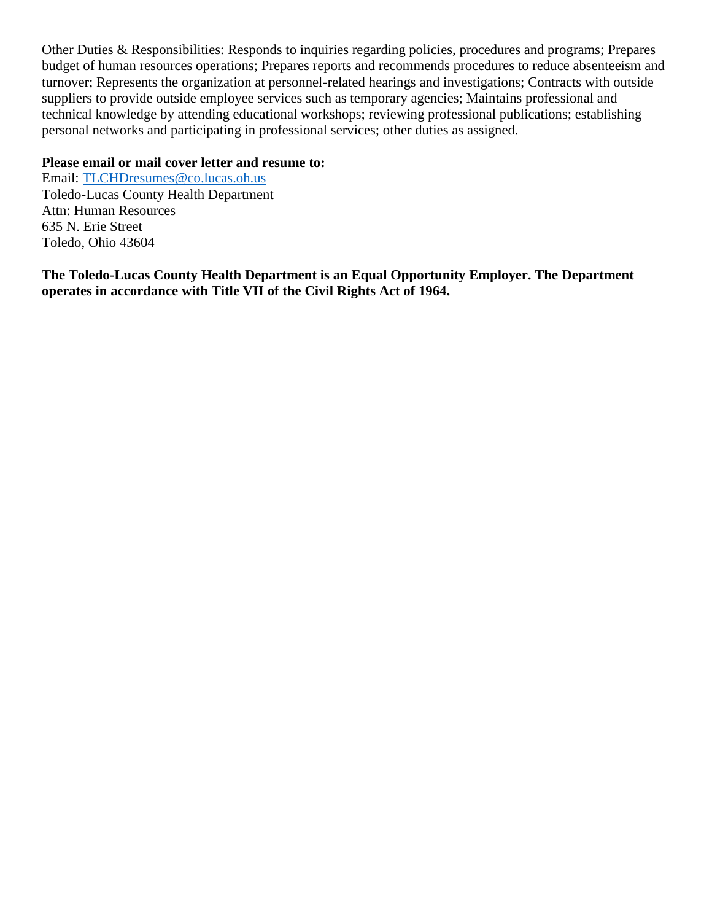Other Duties & Responsibilities: Responds to inquiries regarding policies, procedures and programs; Prepares budget of human resources operations; Prepares reports and recommends procedures to reduce absenteeism and turnover; Represents the organization at personnel-related hearings and investigations; Contracts with outside suppliers to provide outside employee services such as temporary agencies; Maintains professional and technical knowledge by attending educational workshops; reviewing professional publications; establishing personal networks and participating in professional services; other duties as assigned.

**Please email or mail cover letter and resume to:**
Email: TLCHDresumes@co.lucas.oh.us
Toledo-Lucas County Health Department
Attn: Human Resources
635 N. Erie Street
Toledo, Ohio 43604

**The Toledo-Lucas County Health Department is an Equal Opportunity Employer. The Department operates in accordance with Title VII of the Civil Rights Act of 1964.**